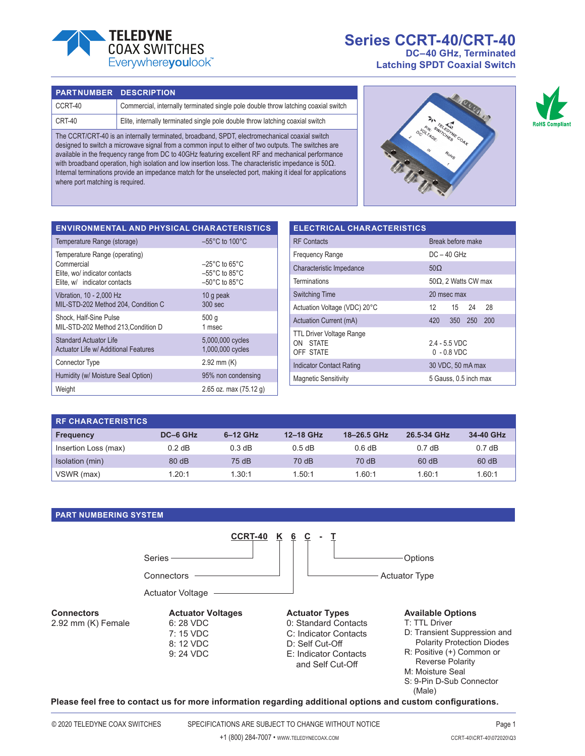# Series CCRT-40/CRT-40

## DC–40 GHz, Terminated Latching SPDT Coaxial Switch

| PARTNUMBER | DESCRIPTION |
|---|---|
| CCRT-40 | Commercial, internally terminated single pole double throw latching coaxial switch |
| CRT-40 | Elite, internally terminated single pole double throw latching coaxial switch |

The CCRT/CRT-40 is an internally terminated, broadband, SPDT, electromechanical coaxial switch designed to switch a microwave signal from a common input to either of two outputs. The switches are available in the frequency range from DC to 40GHz featuring excellent RF and mechanical performance with broadband operation, high isolation and low insertion loss. The characteristic impedance is 50Ω. Internal terminations provide an impedance match for the unselected port, making it ideal for applications where port matching is required.

RoHS Compliant

## ENVIRONMENTAL AND PHYSICAL CHARACTERISTICS

| | |
|---|---|
| Temperature Range (storage) | –55°C to 100°C |
| Temperature Range (operating)<br>Commercial<br>Elite, wo/ indicator contacts<br>Elite, w/ indicator contacts | <br>–25°C to 65°C<br>–55°C to 85°C<br>–50°C to 85°C |
| Vibration, 10 - 2,000 Hz<br>MIL-STD-202 Method 204, Condition C | 10 g peak<br>300 sec |
| Shock, Half-Sine Pulse<br>MIL-STD-202 Method 213,Condition D | 500 g<br>1 msec |
| Standard Actuator Life<br>Actuator Life w/ Additional Features | 5,000,000 cycles<br>1,000,000 cycles |
| Connector Type | 2.92 mm (K) |
| Humidity (w/ Moisture Seal Option) | 95% non condensing |
| Weight | 2.65 oz. max (75.12 g) |

## ELECTRICAL CHARACTERISTICS

| | | | | |
|---|---|---|---|---|
| RF Contacts | Break before make | | | |
| Frequency Range | DC – 40 GHz | | | |
| Characteristic Impedance | 50Ω | | | |
| Terminations | 50Ω, 2 Watts CW max | | | |
| Switching Time | 20 msec max | | | |
| Actuation Voltage (VDC) 20°C | 12 | 15 | 24 | 28 |
| Actuation Current (mA) | 420 | 350 | 250 | 200 |
| TTL Driver Voltage Range<br>ON STATE<br>OFF STATE | <br>2.4 - 5.5 VDC<br>0 - 0.8 VDC | | | |
| Indicator Contact Rating | 30 VDC, 50 mA max | | | |
| Magnetic Sensitivity | 5 Gauss, 0.5 inch max | | | |

## RF CHARACTERISTICS

| Frequency | DC–6 GHz | 6–12 GHz | 12–18 GHz | 18–26.5 GHz | 26.5-34 GHz | 34-40 GHz |
|---|---|---|---|---|---|---|
| Insertion Loss (max) | 0.2 dB | 0.3 dB | 0.5 dB | 0.6 dB | 0.7 dB | 0.7 dB |
| Isolation (min) | 80 dB | 75 dB | 70 dB | 70 dB | 60 dB | 60 dB |
| VSWR (max) | 1.20:1 | 1.30:1 | 1.50:1 | 1.60:1 | 1.60:1 | 1.60:1 |

## PART NUMBERING SYSTEM

**CCRT-40 K 6 C - T**

- Series: CCRT-40
- Connectors: K
- Actuator Voltage: 6
- Actuator Type: C
- Options: T

**Connectors**
2.92 mm (K) Female

**Actuator Voltages**
6: 28 VDC
7: 15 VDC
8: 12 VDC
9: 24 VDC

**Actuator Types**
0: Standard Contacts
C: Indicator Contacts
D: Self Cut-Off
E: Indicator Contacts and Self Cut-Off

**Available Options**
T: TTL Driver
D: Transient Suppression and Polarity Protection Diodes
R: Positive (+) Common or Reverse Polarity
M: Moisture Seal
S: 9-Pin D-Sub Connector (Male)

**Please feel free to contact us for more information regarding additional options and custom configurations.**

© 2020 TELEDYNE COAX SWITCHES SPECIFICATIONS ARE SUBJECT TO CHANGE WITHOUT NOTICE

+1 (800) 284-7007 • WWW.TELEDYNECOAX.COM CCRT-40\CRT-40\072020\Q3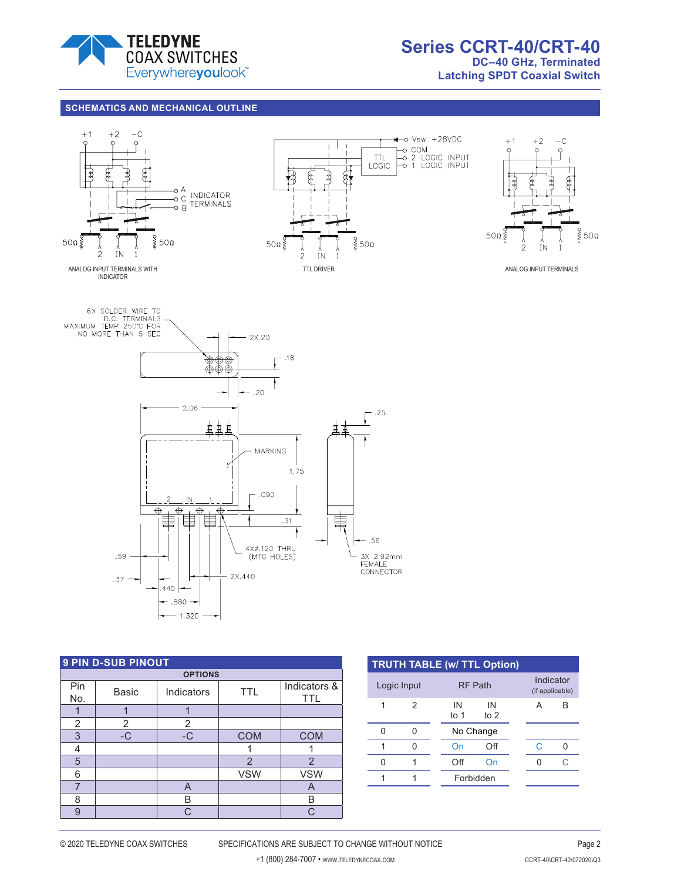## SCHEMATICS AND MECHANICAL OUTLINE

+1 +2 −C

A C B INDICATOR TERMINALS

50Ω 50Ω

2 IN 1

ANALOG INPUT TERMINALS WITH INDICATOR

Vsw +28VDC
COM
2 LOGIC INPUT
1 LOGIC INPUT
TTL LOGIC

50Ω 50Ω

2 IN 1

TTL DRIVER

+1 +2 −C

50Ω 50Ω

2 IN 1

ANALOG INPUT TERMINALS

6X SOLDER WIRE TO D.C. TERMINALS MAXIMUM TEMP 250°C FOR NO MORE THAN 5 SEC

2X.20

.18

.20

2.06

.25

MARKING

1.75

.090

2 IN 1

.31

.56

4XØ.120 THRU (MTG HOLES)

3X 2.92mm FEMALE CONNECTOR

.59

.37

2X.440

.440

.880

1.320

## 9 PIN D-SUB PINOUT

| Pin No. | Basic | Indicators | TTL | Indicators & TTL |
|---|---|---|---|---|
| | OPTIONS | | | |
| 1 | 1 | 1 | | |
| 2 | 2 | 2 | | |
| 3 | -C | -C | COM | COM |
| 4 | | | 1 | 1 |
| 5 | | | 2 | 2 |
| 6 | | | VSW | VSW |
| 7 | | A | | A |
| 8 | | B | | B |
| 9 | | C | | C |

## TRUTH TABLE (w/ TTL Option)

| Logic Input 1 | Logic Input 2 | RF Path IN to 1 | RF Path IN to 2 | Indicator (if applicable) A | Indicator (if applicable) B |
|---|---|---|---|---|---|
| 0 | 0 | No Change | | | |
| 1 | 0 | On | Off | C | 0 |
| 0 | 1 | Off | On | 0 | C |
| 1 | 1 | Forbidden | | | |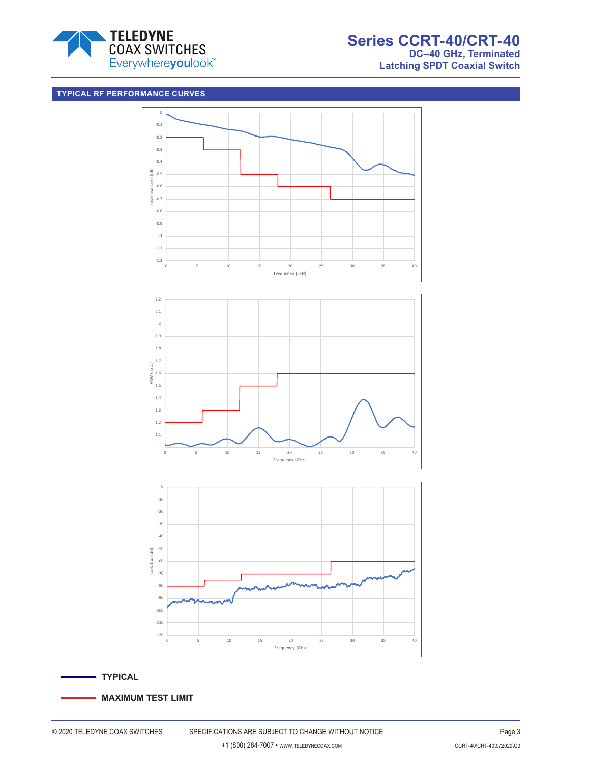## TYPICAL RF PERFORMANCE CURVES

Insertion Loss (dB)

Frequency (GHz)

VSWR (x:1)

Frequency (GHz)

Isolation (dB)

Frequency (GHz)

**TYPICAL**

**MAXIMUM TEST LIMIT**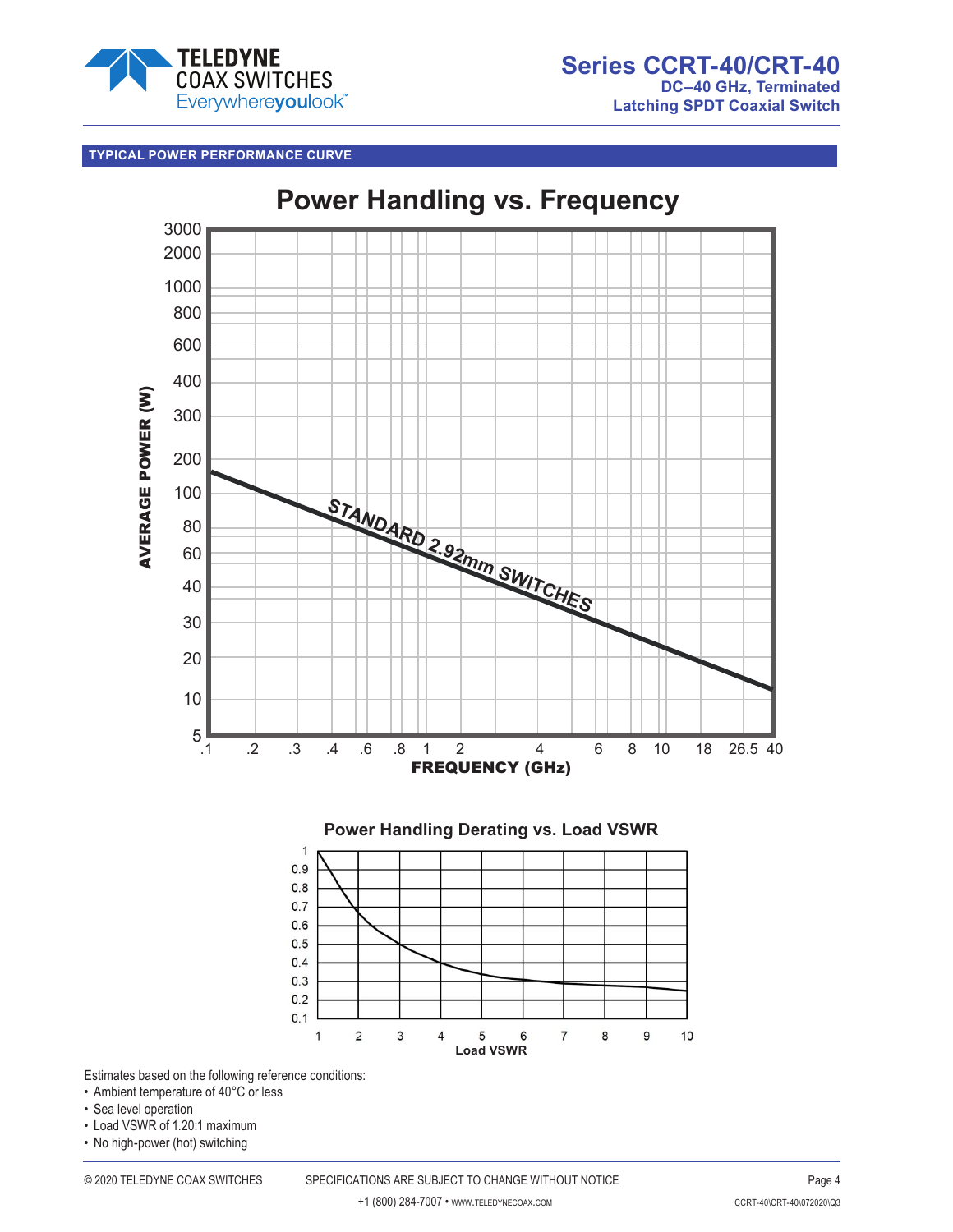## TYPICAL POWER PERFORMANCE CURVE

### Power Handling vs. Frequency

AVERAGE POWER (W)

STANDARD 2.92mm SWITCHES

FREQUENCY (GHz)

### Power Handling Derating vs. Load VSWR

Load VSWR

Estimates based on the following reference conditions:

- Ambient temperature of 40°C or less
- Sea level operation
- Load VSWR of 1.20:1 maximum
- No high-power (hot) switching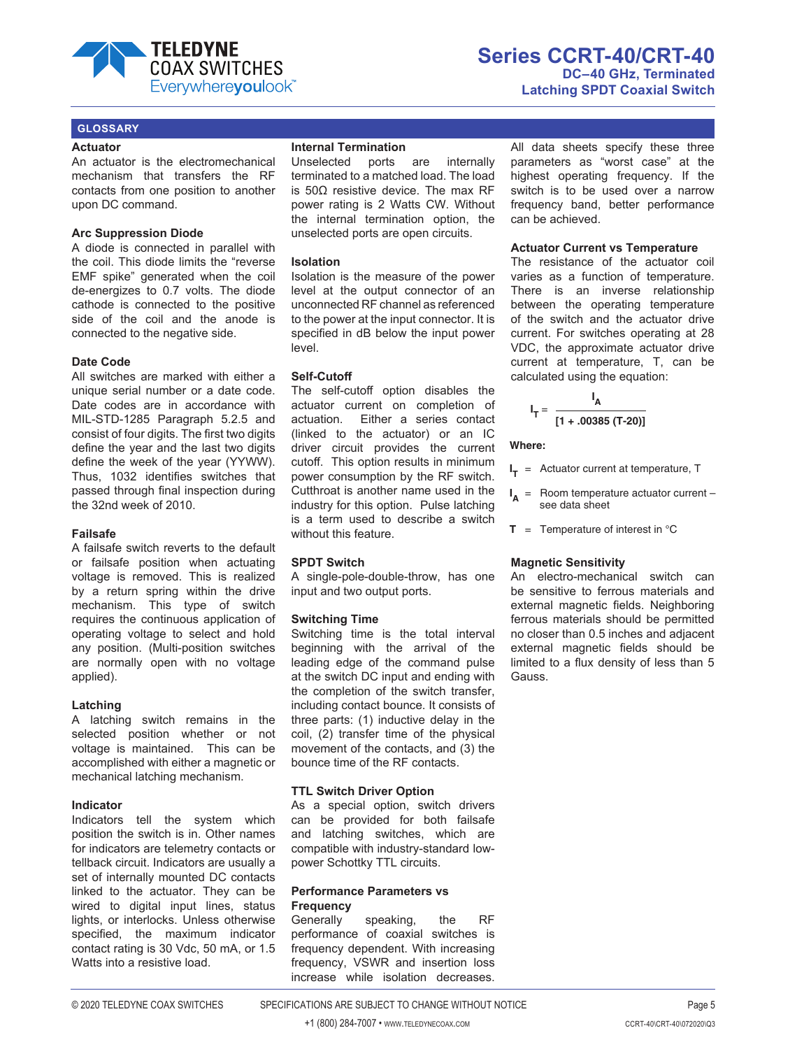## GLOSSARY

### Actuator

An actuator is the electromechanical mechanism that transfers the RF contacts from one position to another upon DC command.

### Arc Suppression Diode

A diode is connected in parallel with the coil. This diode limits the "reverse EMF spike" generated when the coil de-energizes to 0.7 volts. The diode cathode is connected to the positive side of the coil and the anode is connected to the negative side.

### Date Code

All switches are marked with either a unique serial number or a date code. Date codes are in accordance with MIL-STD-1285 Paragraph 5.2.5 and consist of four digits. The first two digits define the year and the last two digits define the week of the year (YYWW). Thus, 1032 identifies switches that passed through final inspection during the 32nd week of 2010.

### Failsafe

A failsafe switch reverts to the default or failsafe position when actuating voltage is removed. This is realized by a return spring within the drive mechanism. This type of switch requires the continuous application of operating voltage to select and hold any position. (Multi-position switches are normally open with no voltage applied).

### Latching

A latching switch remains in the selected position whether or not voltage is maintained. This can be accomplished with either a magnetic or mechanical latching mechanism.

### Indicator

Indicators tell the system which position the switch is in. Other names for indicators are telemetry contacts or tellback circuit. Indicators are usually a set of internally mounted DC contacts linked to the actuator. They can be wired to digital input lines, status lights, or interlocks. Unless otherwise specified, the maximum indicator contact rating is 30 Vdc, 50 mA, or 1.5 Watts into a resistive load.

### Internal Termination

Unselected ports are internally terminated to a matched load. The load is 50Ω resistive device. The max RF power rating is 2 Watts CW. Without the internal termination option, the unselected ports are open circuits.

### Isolation

Isolation is the measure of the power level at the output connector of an unconnected RF channel as referenced to the power at the input connector. It is specified in dB below the input power level.

### Self-Cutoff

The self-cutoff option disables the actuator current on completion of actuation. Either a series contact (linked to the actuator) or an IC driver circuit provides the current cutoff. This option results in minimum power consumption by the RF switch. Cutthroat is another name used in the industry for this option. Pulse latching is a term used to describe a switch without this feature.

### SPDT Switch

A single-pole-double-throw, has one input and two output ports.

### Switching Time

Switching time is the total interval beginning with the arrival of the leading edge of the command pulse at the switch DC input and ending with the completion of the switch transfer, including contact bounce. It consists of three parts: (1) inductive delay in the coil, (2) transfer time of the physical movement of the contacts, and (3) the bounce time of the RF contacts.

### TTL Switch Driver Option

As a special option, switch drivers can be provided for both failsafe and latching switches, which are compatible with industry-standard low-power Schottky TTL circuits.

### Performance Parameters vs Frequency

Generally speaking, the RF performance of coaxial switches is frequency dependent. With increasing frequency, VSWR and insertion loss increase while isolation decreases. All data sheets specify these three parameters as "worst case" at the highest operating frequency. If the switch is to be used over a narrow frequency band, better performance can be achieved.

### Actuator Current vs Temperature

The resistance of the actuator coil varies as a function of temperature. There is an inverse relationship between the operating temperature of the switch and the actuator drive current. For switches operating at 28 VDC, the approximate actuator drive current at temperature, T, can be calculated using the equation:

$$I_T = \frac{I_A}{[1 + .00385\,(T-20)]}$$

**Where:**

- $I_T$ = Actuator current at temperature, T
- $I_A$ = Room temperature actuator current – see data sheet
- $T$ = Temperature of interest in °C

### Magnetic Sensitivity

An electro-mechanical switch can be sensitive to ferrous materials and external magnetic fields. Neighboring ferrous materials should be permitted no closer than 0.5 inches and adjacent external magnetic fields should be limited to a flux density of less than 5 Gauss.